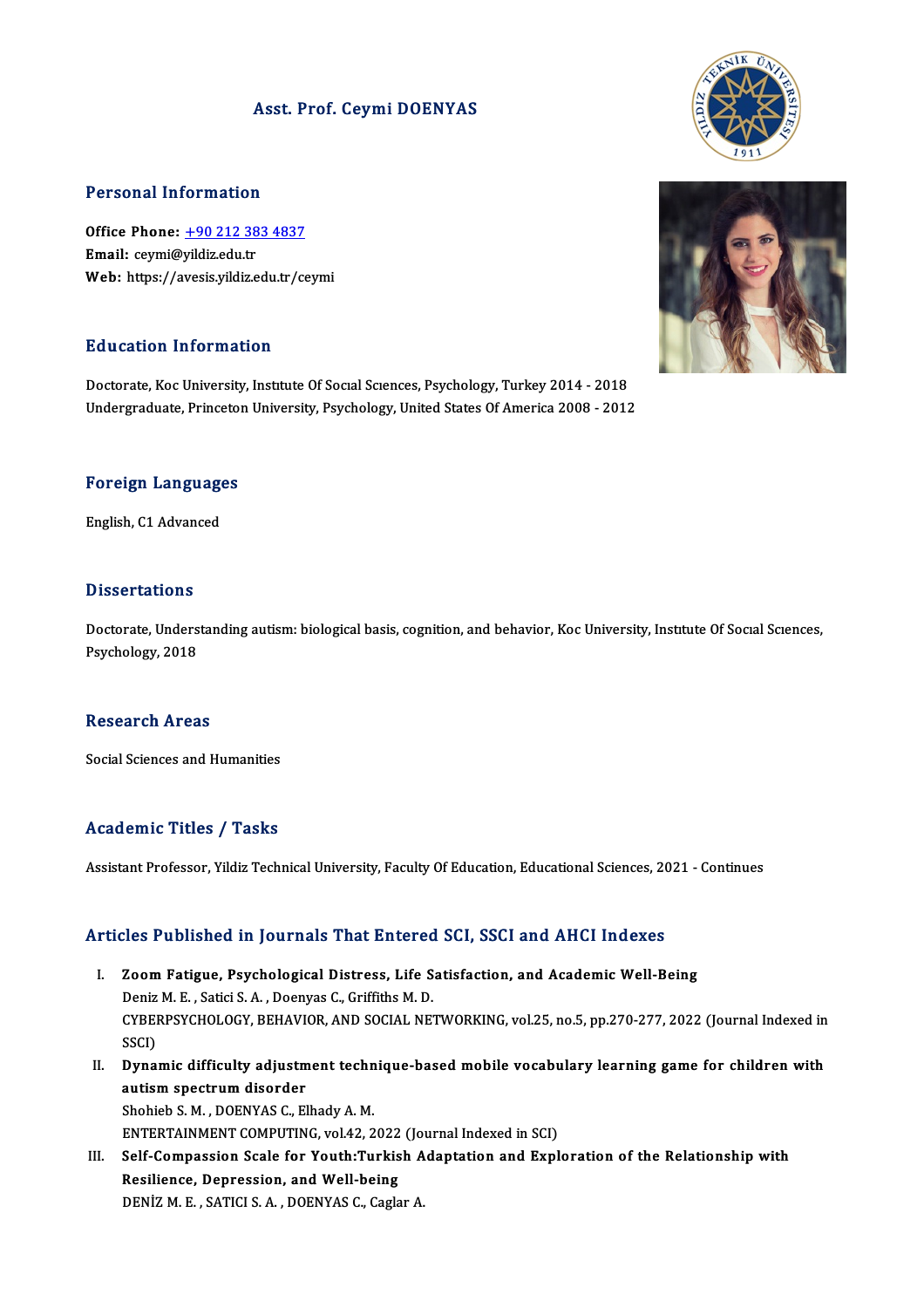# Asst. Prof. Ceymi DOENYAS

## Personal Information

**Office Phone:** +90 212 383 4837
**Email:** ceymi@yildiz.edu.tr
**Web:** https://avesis.yildiz.edu.tr/ceymi

## Education Information

Doctorate, Koc University, Institute Of Social Sciences, Psychology, Turkey 2014 - 2018
Undergraduate, Princeton University, Psychology, United States Of America 2008 - 2012

## Foreign Languages

English, C1 Advanced

## Dissertations

Doctorate, Understanding autism: biological basis, cognition, and behavior, Koc University, Institute Of Social Sciences, Psychology, 2018

## Research Areas

Social Sciences and Humanities

## Academic Titles / Tasks

Assistant Professor, Yildiz Technical University, Faculty Of Education, Educational Sciences, 2021 - Continues

## Articles Published in Journals That Entered SCI, SSCI and AHCI Indexes

I. **Zoom Fatigue, Psychological Distress, Life Satisfaction, and Academic Well-Being**
Deniz M. E. , Satici S. A. , Doenyas C., Griffiths M. D.
CYBERPSYCHOLOGY, BEHAVIOR, AND SOCIAL NETWORKING, vol.25, no.5, pp.270-277, 2022 (Journal Indexed in SSCI)

II. **Dynamic difficulty adjustment technique-based mobile vocabulary learning game for children with autism spectrum disorder**
Shohieb S. M. , DOENYAS C., Elhady A. M.
ENTERTAINMENT COMPUTING, vol.42, 2022 (Journal Indexed in SCI)

III. **Self-Compassion Scale for Youth:Turkish Adaptation and Exploration of the Relationship with Resilience, Depression, and Well-being**
DENİZ M. E. , SATICI S. A. , DOENYAS C., Caglar A.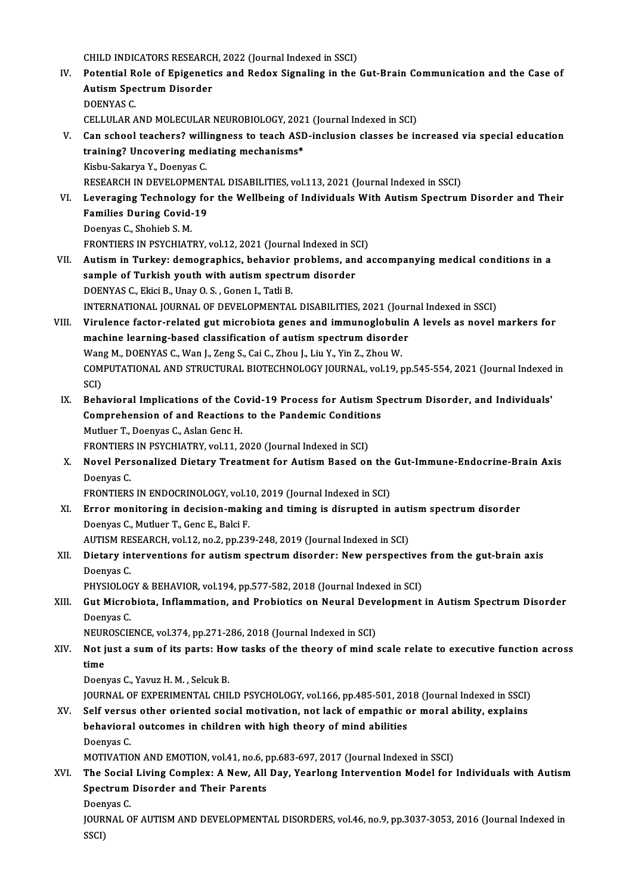CHILD INDICATORS RESEARCH, 2022 (Journal Indexed in SSCI)

IV. **Potential Role of Epigenetics and Redox Signaling in the Gut-Brain Communication and the Case of Autism Spectrum Disorder**
DOENYAS C.
CELLULAR AND MOLECULAR NEUROBIOLOGY, 2021 (Journal Indexed in SCI)

V. **Can school teachers? willingness to teach ASD-inclusion classes be increased via special education training? Uncovering mediating mechanisms***
Kisbu-Sakarya Y., Doenyas C.
RESEARCH IN DEVELOPMENTAL DISABILITIES, vol.113, 2021 (Journal Indexed in SSCI)

VI. **Leveraging Technology for the Wellbeing of Individuals With Autism Spectrum Disorder and Their Families During Covid-19**
Doenyas C., Shohieb S. M.
FRONTIERS IN PSYCHIATRY, vol.12, 2021 (Journal Indexed in SCI)

VII. **Autism in Turkey: demographics, behavior problems, and accompanying medical conditions in a sample of Turkish youth with autism spectrum disorder**
DOENYAS C., Ekici B., Unay O. S. , Gonen I., Tatli B.
INTERNATIONAL JOURNAL OF DEVELOPMENTAL DISABILITIES, 2021 (Journal Indexed in SSCI)

VIII. **Virulence factor-related gut microbiota genes and immunoglobulin A levels as novel markers for machine learning-based classification of autism spectrum disorder**
Wang M., DOENYAS C., Wan J., Zeng S., Cai C., Zhou J., Liu Y., Yin Z., Zhou W.
COMPUTATIONAL AND STRUCTURAL BIOTECHNOLOGY JOURNAL, vol.19, pp.545-554, 2021 (Journal Indexed in SCI)

IX. **Behavioral Implications of the Covid-19 Process for Autism Spectrum Disorder, and Individuals' Comprehension of and Reactions to the Pandemic Conditions**
Mutluer T., Doenyas C., Aslan Genc H.
FRONTIERS IN PSYCHIATRY, vol.11, 2020 (Journal Indexed in SCI)

X. **Novel Personalized Dietary Treatment for Autism Based on the Gut-Immune-Endocrine-Brain Axis**
Doenyas C.
FRONTIERS IN ENDOCRINOLOGY, vol.10, 2019 (Journal Indexed in SCI)

XI. **Error monitoring in decision-making and timing is disrupted in autism spectrum disorder**
Doenyas C., Mutluer T., Genc E., Balci F.
AUTISM RESEARCH, vol.12, no.2, pp.239-248, 2019 (Journal Indexed in SCI)

XII. **Dietary interventions for autism spectrum disorder: New perspectives from the gut-brain axis**
Doenyas C.
PHYSIOLOGY & BEHAVIOR, vol.194, pp.577-582, 2018 (Journal Indexed in SCI)

XIII. **Gut Microbiota, Inflammation, and Probiotics on Neural Development in Autism Spectrum Disorder**
Doenyas C.
NEUROSCIENCE, vol.374, pp.271-286, 2018 (Journal Indexed in SCI)

XIV. **Not just a sum of its parts: How tasks of the theory of mind scale relate to executive function across time**
Doenyas C., Yavuz H. M. , Selcuk B.
JOURNAL OF EXPERIMENTAL CHILD PSYCHOLOGY, vol.166, pp.485-501, 2018 (Journal Indexed in SSCI)

XV. **Self versus other oriented social motivation, not lack of empathic or moral ability, explains behavioral outcomes in children with high theory of mind abilities**
Doenyas C.
MOTIVATION AND EMOTION, vol.41, no.6, pp.683-697, 2017 (Journal Indexed in SSCI)

XVI. **The Social Living Complex: A New, All Day, Yearlong Intervention Model for Individuals with Autism Spectrum Disorder and Their Parents**
Doenyas C.
JOURNAL OF AUTISM AND DEVELOPMENTAL DISORDERS, vol.46, no.9, pp.3037-3053, 2016 (Journal Indexed in SSCI)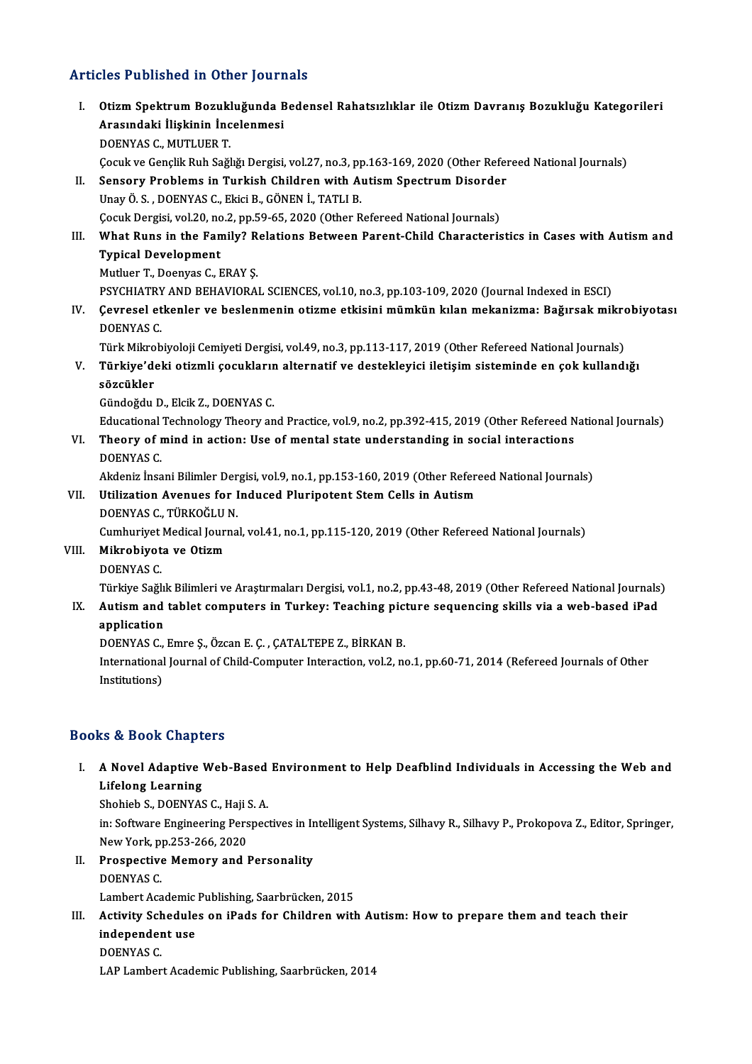## Articles Published in Other Journals

I. **Otizm Spektrum Bozukluğunda Bedensel Rahatsızlıklar ile Otizm Davranış Bozukluğu Kategorileri Arasındaki İlişkinin İncelenmesi**
   DOENYAS C., MUTLUER T.
   Çocuk ve Gençlik Ruh Sağlığı Dergisi, vol.27, no.3, pp.163-169, 2020 (Other Refereed National Journals)

II. **Sensory Problems in Turkish Children with Autism Spectrum Disorder**
   Unay Ö. S. , DOENYAS C., Ekici B., GÖNEN İ., TATLI B.
   Çocuk Dergisi, vol.20, no.2, pp.59-65, 2020 (Other Refereed National Journals)

III. **What Runs in the Family? Relations Between Parent-Child Characteristics in Cases with Autism and Typical Development**
   Mutluer T., Doenyas C., ERAY Ş.
   PSYCHIATRY AND BEHAVIORAL SCIENCES, vol.10, no.3, pp.103-109, 2020 (Journal Indexed in ESCI)

IV. **Çevresel etkenler ve beslenmenin otizme etkisini mümkün kılan mekanizma: Bağırsak mikrobiyotası**
   DOENYAS C.
   Türk Mikrobiyoloji Cemiyeti Dergisi, vol.49, no.3, pp.113-117, 2019 (Other Refereed National Journals)

V. **Türkiye'deki otizmli çocukların alternatif ve destekleyici iletişim sisteminde en çok kullandığı sözcükler**
   Gündoğdu D., Elcik Z., DOENYAS C.
   Educational Technology Theory and Practice, vol.9, no.2, pp.392-415, 2019 (Other Refereed National Journals)

VI. **Theory of mind in action: Use of mental state understanding in social interactions**
   DOENYAS C.
   Akdeniz İnsani Bilimler Dergisi, vol.9, no.1, pp.153-160, 2019 (Other Refereed National Journals)

VII. **Utilization Avenues for Induced Pluripotent Stem Cells in Autism**
   DOENYAS C., TÜRKOĞLU N.
   Cumhuriyet Medical Journal, vol.41, no.1, pp.115-120, 2019 (Other Refereed National Journals)

VIII. **Mikrobiyota ve Otizm**
   DOENYAS C.
   Türkiye Sağlık Bilimleri ve Araştırmaları Dergisi, vol.1, no.2, pp.43-48, 2019 (Other Refereed National Journals)

IX. **Autism and tablet computers in Turkey: Teaching picture sequencing skills via a web-based iPad application**
   DOENYAS C., Emre Ş., Özcan E. Ç. , ÇATALTEPE Z., BİRKAN B.
   International Journal of Child-Computer Interaction, vol.2, no.1, pp.60-71, 2014 (Refereed Journals of Other Institutions)

## Books & Book Chapters

I. **A Novel Adaptive Web-Based Environment to Help Deafblind Individuals in Accessing the Web and Lifelong Learning**
   Shohieb S., DOENYAS C., Haji S. A.
   in: Software Engineering Perspectives in Intelligent Systems, Silhavy R., Silhavy P., Prokopova Z., Editor, Springer, New York, pp.253-266, 2020

II. **Prospective Memory and Personality**
   DOENYAS C.
   Lambert Academic Publishing, Saarbrücken, 2015

III. **Activity Schedules on iPads for Children with Autism: How to prepare them and teach their independent use**
   DOENYAS C.
   LAP Lambert Academic Publishing, Saarbrücken, 2014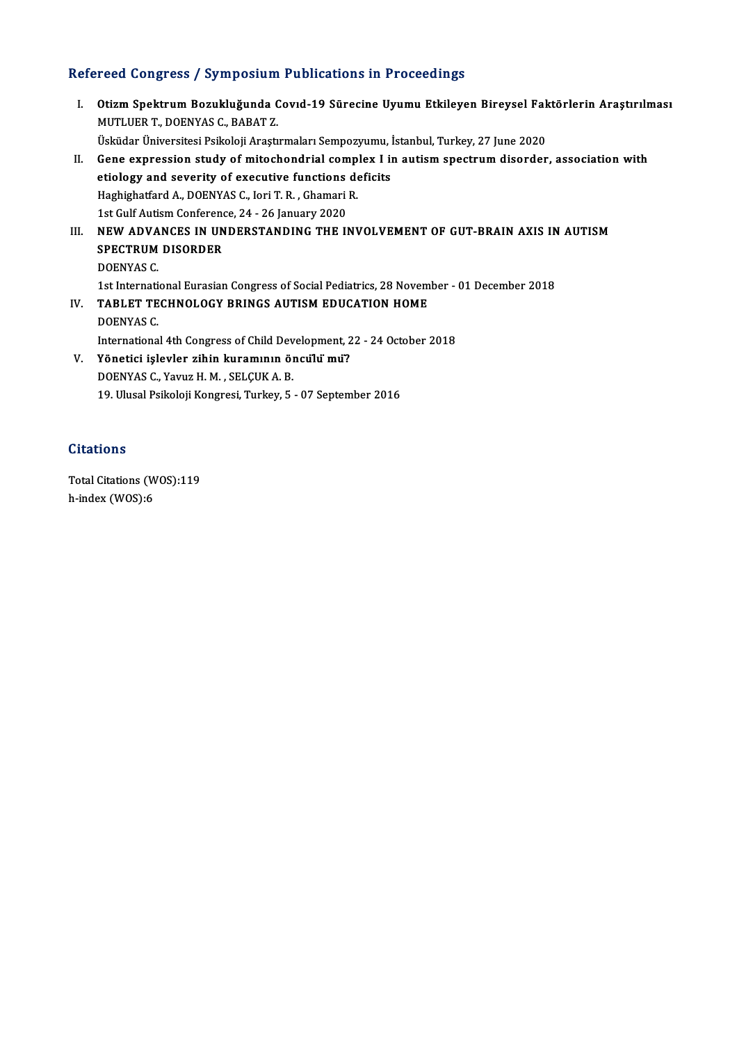## Refereed Congress / Symposium Publications in Proceedings

I. **Otizm Spektrum Bozukluğunda Covıd-19 Sürecine Uyumu Etkileyen Bireysel Faktörlerin Araştırılması**
   MUTLUER T., DOENYAS C., BABAT Z.
   Üsküdar Üniversitesi Psikoloji Araştırmaları Sempozyumu, İstanbul, Turkey, 27 June 2020

II. **Gene expression study of mitochondrial complex I in autism spectrum disorder, association with etiology and severity of executive functions deficits**
   Haghighatfard A., DOENYAS C., Iori T. R. , Ghamari R.
   1st Gulf Autism Conference, 24 - 26 January 2020

III. **NEW ADVANCES IN UNDERSTANDING THE INVOLVEMENT OF GUT-BRAIN AXIS IN AUTISM SPECTRUM DISORDER**
   DOENYAS C.
   1st International Eurasian Congress of Social Pediatrics, 28 November - 01 December 2018

IV. **TABLET TECHNOLOGY BRINGS AUTISM EDUCATION HOME**
   DOENYAS C.
   International 4th Congress of Child Development, 22 - 24 October 2018

V. **Yönetici işlevler zihin kuramının öncülü mü?**
   DOENYAS C., Yavuz H. M. , SELÇUK A. B.
   19. Ulusal Psikoloji Kongresi, Turkey, 5 - 07 September 2016

## Citations

Total Citations (WOS):119
h-index (WOS):6